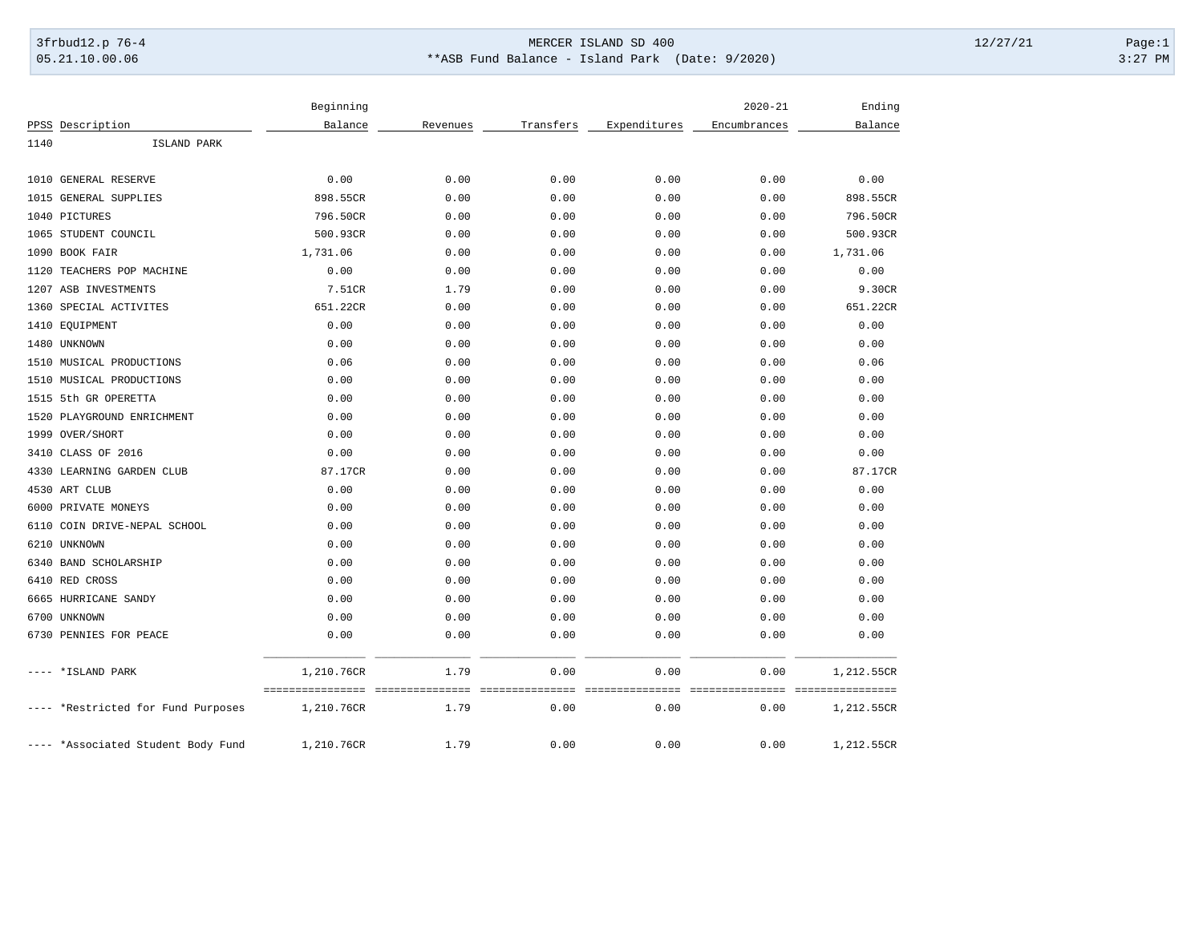MERCER ISLAND SD 400

**ASB Fund Balance - Island Park (Date: 9/2020)

| PPSS | Description | Beginning Balance | Revenues | Transfers | Expenditures | 2020-21 Encumbrances | Ending Balance |
|---|---|---|---|---|---|---|---|
| 1140 | ISLAND PARK | | | | | | |
| 1010 | GENERAL RESERVE | 0.00 | 0.00 | 0.00 | 0.00 | 0.00 | 0.00 |
| 1015 | GENERAL SUPPLIES | 898.55CR | 0.00 | 0.00 | 0.00 | 0.00 | 898.55CR |
| 1040 | PICTURES | 796.50CR | 0.00 | 0.00 | 0.00 | 0.00 | 796.50CR |
| 1065 | STUDENT COUNCIL | 500.93CR | 0.00 | 0.00 | 0.00 | 0.00 | 500.93CR |
| 1090 | BOOK FAIR | 1,731.06 | 0.00 | 0.00 | 0.00 | 0.00 | 1,731.06 |
| 1120 | TEACHERS POP MACHINE | 0.00 | 0.00 | 0.00 | 0.00 | 0.00 | 0.00 |
| 1207 | ASB INVESTMENTS | 7.51CR | 1.79 | 0.00 | 0.00 | 0.00 | 9.30CR |
| 1360 | SPECIAL ACTIVITES | 651.22CR | 0.00 | 0.00 | 0.00 | 0.00 | 651.22CR |
| 1410 | EQUIPMENT | 0.00 | 0.00 | 0.00 | 0.00 | 0.00 | 0.00 |
| 1480 | UNKNOWN | 0.00 | 0.00 | 0.00 | 0.00 | 0.00 | 0.00 |
| 1510 | MUSICAL PRODUCTIONS | 0.06 | 0.00 | 0.00 | 0.00 | 0.00 | 0.06 |
| 1510 | MUSICAL PRODUCTIONS | 0.00 | 0.00 | 0.00 | 0.00 | 0.00 | 0.00 |
| 1515 | 5th GR OPERETTA | 0.00 | 0.00 | 0.00 | 0.00 | 0.00 | 0.00 |
| 1520 | PLAYGROUND ENRICHMENT | 0.00 | 0.00 | 0.00 | 0.00 | 0.00 | 0.00 |
| 1999 | OVER/SHORT | 0.00 | 0.00 | 0.00 | 0.00 | 0.00 | 0.00 |
| 3410 | CLASS OF 2016 | 0.00 | 0.00 | 0.00 | 0.00 | 0.00 | 0.00 |
| 4330 | LEARNING GARDEN CLUB | 87.17CR | 0.00 | 0.00 | 0.00 | 0.00 | 87.17CR |
| 4530 | ART CLUB | 0.00 | 0.00 | 0.00 | 0.00 | 0.00 | 0.00 |
| 6000 | PRIVATE MONEYS | 0.00 | 0.00 | 0.00 | 0.00 | 0.00 | 0.00 |
| 6110 | COIN DRIVE-NEPAL SCHOOL | 0.00 | 0.00 | 0.00 | 0.00 | 0.00 | 0.00 |
| 6210 | UNKNOWN | 0.00 | 0.00 | 0.00 | 0.00 | 0.00 | 0.00 |
| 6340 | BAND SCHOLARSHIP | 0.00 | 0.00 | 0.00 | 0.00 | 0.00 | 0.00 |
| 6410 | RED CROSS | 0.00 | 0.00 | 0.00 | 0.00 | 0.00 | 0.00 |
| 6665 | HURRICANE SANDY | 0.00 | 0.00 | 0.00 | 0.00 | 0.00 | 0.00 |
| 6700 | UNKNOWN | 0.00 | 0.00 | 0.00 | 0.00 | 0.00 | 0.00 |
| 6730 | PENNIES FOR PEACE | 0.00 | 0.00 | 0.00 | 0.00 | 0.00 | 0.00 |
| ---- | *ISLAND PARK | 1,210.76CR | 1.79 | 0.00 | 0.00 | 0.00 | 1,212.55CR |
| ---- | *Restricted for Fund Purposes | 1,210.76CR | 1.79 | 0.00 | 0.00 | 0.00 | 1,212.55CR |
| ---- | *Associated Student Body Fund | 1,210.76CR | 1.79 | 0.00 | 0.00 | 0.00 | 1,212.55CR |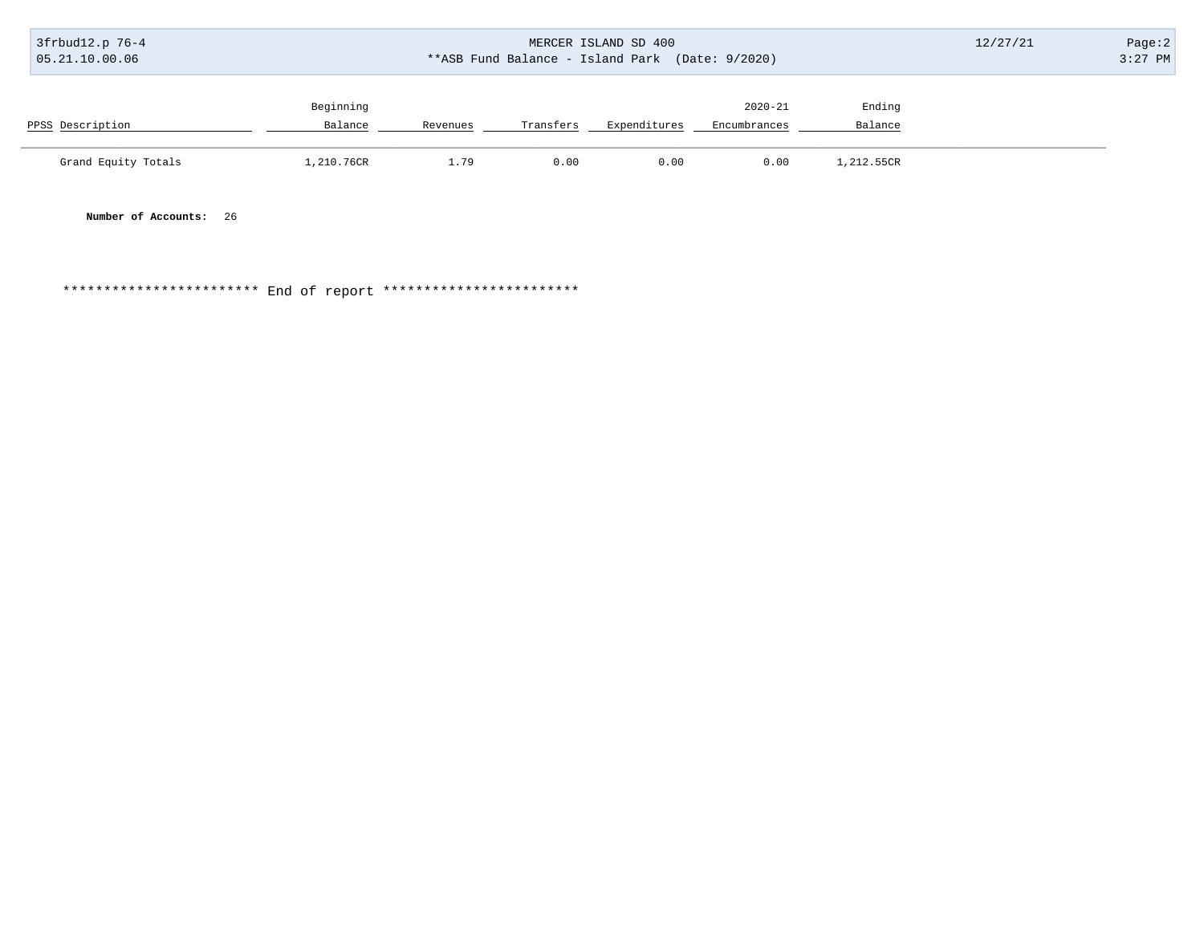| PPSS | Description | Beginning Balance | Revenues | Transfers | Expenditures | 2020-21 Encumbrances | Ending Balance |
|---|---|---|---|---|---|---|---|
| | Grand Equity Totals | 1,210.76CR | 1.79 | 0.00 | 0.00 | 0.00 | 1,212.55CR |

**Number of Accounts:** 26

************************ End of report ************************